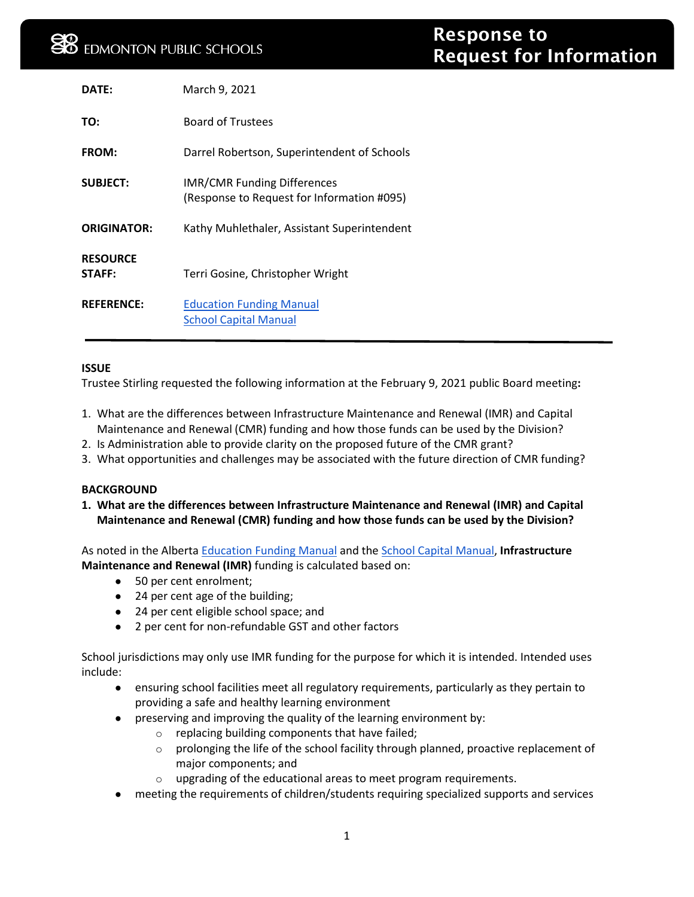EDMONTON PUBLIC SCHOOLS

# Response to Request for Information

| | |
|---|---|
| **DATE:** | March 9, 2021 |
| **TO:** | Board of Trustees |
| **FROM:** | Darrel Robertson, Superintendent of Schools |
| **SUBJECT:** | IMR/CMR Funding Differences (Response to Request for Information #095) |
| **ORIGINATOR:** | Kathy Muhlethaler, Assistant Superintendent |
| **RESOURCE STAFF:** | Terri Gosine, Christopher Wright |
| **REFERENCE:** | [Education Funding Manual](#) [School Capital Manual](#) |

---

## ISSUE

Trustee Stirling requested the following information at the February 9, 2021 public Board meeting**:**

1. What are the differences between Infrastructure Maintenance and Renewal (IMR) and Capital Maintenance and Renewal (CMR) funding and how those funds can be used by the Division?
2. Is Administration able to provide clarity on the proposed future of the CMR grant?
3. What opportunities and challenges may be associated with the future direction of CMR funding?

## BACKGROUND

**1. What are the differences between Infrastructure Maintenance and Renewal (IMR) and Capital Maintenance and Renewal (CMR) funding and how those funds can be used by the Division?**

As noted in the Alberta Education Funding Manual and the School Capital Manual, **Infrastructure Maintenance and Renewal (IMR)** funding is calculated based on:

- 50 per cent enrolment;
- 24 per cent age of the building;
- 24 per cent eligible school space; and
- 2 per cent for non-refundable GST and other factors

School jurisdictions may only use IMR funding for the purpose for which it is intended. Intended uses include:

- ensuring school facilities meet all regulatory requirements, particularly as they pertain to providing a safe and healthy learning environment
- preserving and improving the quality of the learning environment by:
  - replacing building components that have failed;
  - prolonging the life of the school facility through planned, proactive replacement of major components; and
  - upgrading of the educational areas to meet program requirements.
- meeting the requirements of children/students requiring specialized supports and services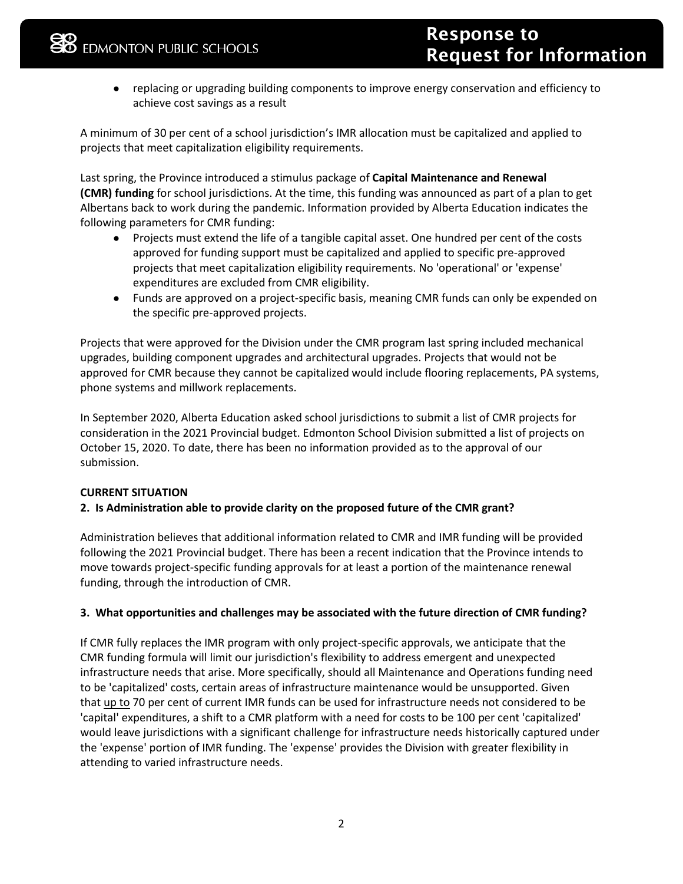- replacing or upgrading building components to improve energy conservation and efficiency to achieve cost savings as a result

A minimum of 30 per cent of a school jurisdiction's IMR allocation must be capitalized and applied to projects that meet capitalization eligibility requirements.

Last spring, the Province introduced a stimulus package of **Capital Maintenance and Renewal (CMR) funding** for school jurisdictions. At the time, this funding was announced as part of a plan to get Albertans back to work during the pandemic. Information provided by Alberta Education indicates the following parameters for CMR funding:

- Projects must extend the life of a tangible capital asset. One hundred per cent of the costs approved for funding support must be capitalized and applied to specific pre-approved projects that meet capitalization eligibility requirements. No 'operational' or 'expense' expenditures are excluded from CMR eligibility.
- Funds are approved on a project-specific basis, meaning CMR funds can only be expended on the specific pre-approved projects.

Projects that were approved for the Division under the CMR program last spring included mechanical upgrades, building component upgrades and architectural upgrades. Projects that would not be approved for CMR because they cannot be capitalized would include flooring replacements, PA systems, phone systems and millwork replacements.

In September 2020, Alberta Education asked school jurisdictions to submit a list of CMR projects for consideration in the 2021 Provincial budget. Edmonton School Division submitted a list of projects on October 15, 2020. To date, there has been no information provided as to the approval of our submission.

**CURRENT SITUATION**

**2. Is Administration able to provide clarity on the proposed future of the CMR grant?**

Administration believes that additional information related to CMR and IMR funding will be provided following the 2021 Provincial budget. There has been a recent indication that the Province intends to move towards project-specific funding approvals for at least a portion of the maintenance renewal funding, through the introduction of CMR.

**3. What opportunities and challenges may be associated with the future direction of CMR funding?**

If CMR fully replaces the IMR program with only project-specific approvals, we anticipate that the CMR funding formula will limit our jurisdiction's flexibility to address emergent and unexpected infrastructure needs that arise. More specifically, should all Maintenance and Operations funding need to be 'capitalized' costs, certain areas of infrastructure maintenance would be unsupported. Given that <u>up to</u> 70 per cent of current IMR funds can be used for infrastructure needs not considered to be 'capital' expenditures, a shift to a CMR platform with a need for costs to be 100 per cent 'capitalized' would leave jurisdictions with a significant challenge for infrastructure needs historically captured under the 'expense' portion of IMR funding. The 'expense' provides the Division with greater flexibility in attending to varied infrastructure needs.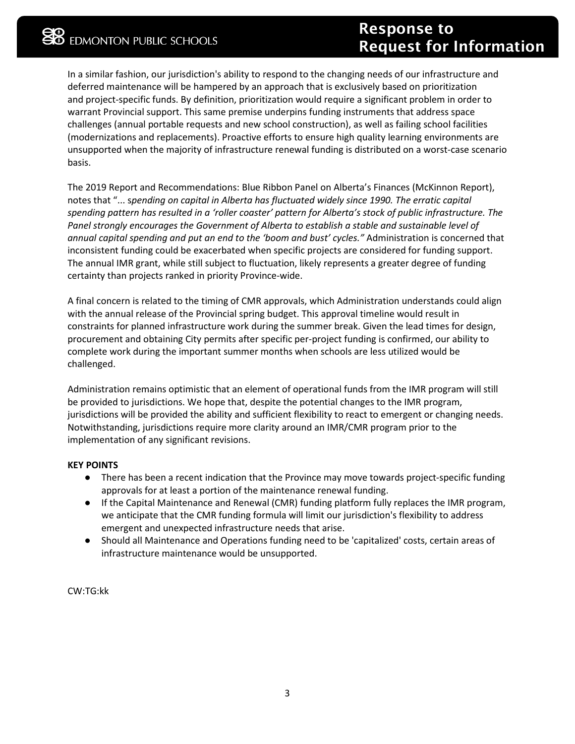In a similar fashion, our jurisdiction's ability to respond to the changing needs of our infrastructure and deferred maintenance will be hampered by an approach that is exclusively based on prioritization and project-specific funds. By definition, prioritization would require a significant problem in order to warrant Provincial support. This same premise underpins funding instruments that address space challenges (annual portable requests and new school construction), as well as failing school facilities (modernizations and replacements). Proactive efforts to ensure high quality learning environments are unsupported when the majority of infrastructure renewal funding is distributed on a worst-case scenario basis.

The 2019 Report and Recommendations: Blue Ribbon Panel on Alberta's Finances (McKinnon Report), notes that "... *spending on capital in Alberta has fluctuated widely since 1990. The erratic capital spending pattern has resulted in a 'roller coaster' pattern for Alberta's stock of public infrastructure. The Panel strongly encourages the Government of Alberta to establish a stable and sustainable level of annual capital spending and put an end to the 'boom and bust' cycles."* Administration is concerned that inconsistent funding could be exacerbated when specific projects are considered for funding support. The annual IMR grant, while still subject to fluctuation, likely represents a greater degree of funding certainty than projects ranked in priority Province-wide.

A final concern is related to the timing of CMR approvals, which Administration understands could align with the annual release of the Provincial spring budget. This approval timeline would result in constraints for planned infrastructure work during the summer break. Given the lead times for design, procurement and obtaining City permits after specific per-project funding is confirmed, our ability to complete work during the important summer months when schools are less utilized would be challenged.

Administration remains optimistic that an element of operational funds from the IMR program will still be provided to jurisdictions. We hope that, despite the potential changes to the IMR program, jurisdictions will be provided the ability and sufficient flexibility to react to emergent or changing needs. Notwithstanding, jurisdictions require more clarity around an IMR/CMR program prior to the implementation of any significant revisions.

**KEY POINTS**

- There has been a recent indication that the Province may move towards project-specific funding approvals for at least a portion of the maintenance renewal funding.
- If the Capital Maintenance and Renewal (CMR) funding platform fully replaces the IMR program, we anticipate that the CMR funding formula will limit our jurisdiction's flexibility to address emergent and unexpected infrastructure needs that arise.
- Should all Maintenance and Operations funding need to be 'capitalized' costs, certain areas of infrastructure maintenance would be unsupported.

CW:TG:kk